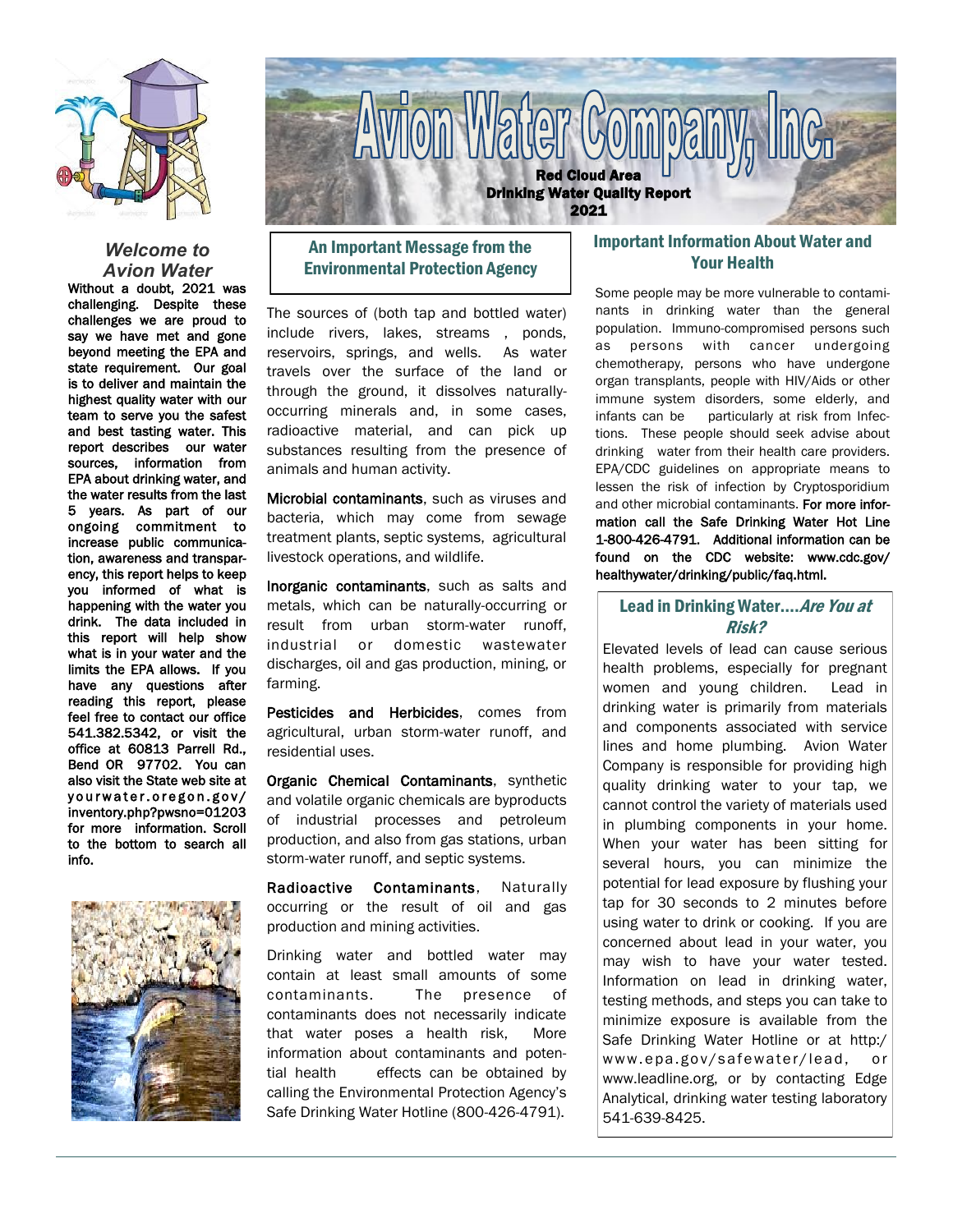# Avion Water Company, Inc.

**Red Cloud Area**
**Drinking Water Quality Report**
**2021**

## *Welcome to Avion Water*

**Without a doubt, 2021 was challenging. Despite these challenges we are proud to say we have met and gone beyond meeting the EPA and state requirement. Our goal is to deliver and maintain the highest quality water with our team to serve you the safest and best tasting water. This report describes our water sources, information from EPA about drinking water, and the water results from the last 5 years. As part of our ongoing commitment to increase public communication, awareness and transparency, this report helps to keep you informed of what is happening with the water you drink. The data included in this report will help show what is in your water and the limits the EPA allows. If you have any questions after reading this report, please feel free to contact our office 541.382.5342, or visit the office at 60813 Parrell Rd., Bend OR 97702. You can also visit the State web site at yourwater.oregon.gov/inventory.php?pwsno=01203 for more information. Scroll to the bottom to search all info.**

## An Important Message from the Environmental Protection Agency

The sources of (both tap and bottled water) include rivers, lakes, streams , ponds, reservoirs, springs, and wells. As water travels over the surface of the land or through the ground, it dissolves naturally-occurring minerals and, in some cases, radioactive material, and can pick up substances resulting from the presence of animals and human activity.

**Microbial contaminants**, such as viruses and bacteria, which may come from sewage treatment plants, septic systems, agricultural livestock operations, and wildlife.

**Inorganic contaminants**, such as salts and metals, which can be naturally-occurring or result from urban storm-water runoff, industrial or domestic wastewater discharges, oil and gas production, mining, or farming.

**Pesticides and Herbicides**, comes from agricultural, urban storm-water runoff, and residential uses.

**Organic Chemical Contaminants**, synthetic and volatile organic chemicals are byproducts of industrial processes and petroleum production, and also from gas stations, urban storm-water runoff, and septic systems.

**Radioactive Contaminants**, Naturally occurring or the result of oil and gas production and mining activities.

Drinking water and bottled water may contain at least small amounts of some contaminants. The presence of contaminants does not necessarily indicate that water poses a health risk, More information about contaminants and potential health effects can be obtained by calling the Environmental Protection Agency's Safe Drinking Water Hotline (800-426-4791).

## Important Information About Water and Your Health

Some people may be more vulnerable to contaminants in drinking water than the general population. Immuno-compromised persons such as persons with cancer undergoing chemotherapy, persons who have undergone organ transplants, people with HIV/Aids or other immune system disorders, some elderly, and infants can be particularly at risk from Infections. These people should seek advise about drinking water from their health care providers. EPA/CDC guidelines on appropriate means to lessen the risk of infection by Cryptosporidium and other microbial contaminants. **For more information call the Safe Drinking Water Hot Line 1-800-426-4791. Additional information can be found on the CDC website: www.cdc.gov/healthywater/drinking/public/faq.html.**

## Lead in Drinking Water....*Are You at Risk?*

Elevated levels of lead can cause serious health problems, especially for pregnant women and young children. Lead in drinking water is primarily from materials and components associated with service lines and home plumbing. Avion Water Company is responsible for providing high quality drinking water to your tap, we cannot control the variety of materials used in plumbing components in your home. When your water has been sitting for several hours, you can minimize the potential for lead exposure by flushing your tap for 30 seconds to 2 minutes before using water to drink or cooking. If you are concerned about lead in your water, you may wish to have your water tested. Information on lead in drinking water, testing methods, and steps you can take to minimize exposure is available from the Safe Drinking Water Hotline or at http:/www.epa.gov/safewater/lead, or www.leadline.org, or by contacting Edge Analytical, drinking water testing laboratory 541-639-8425.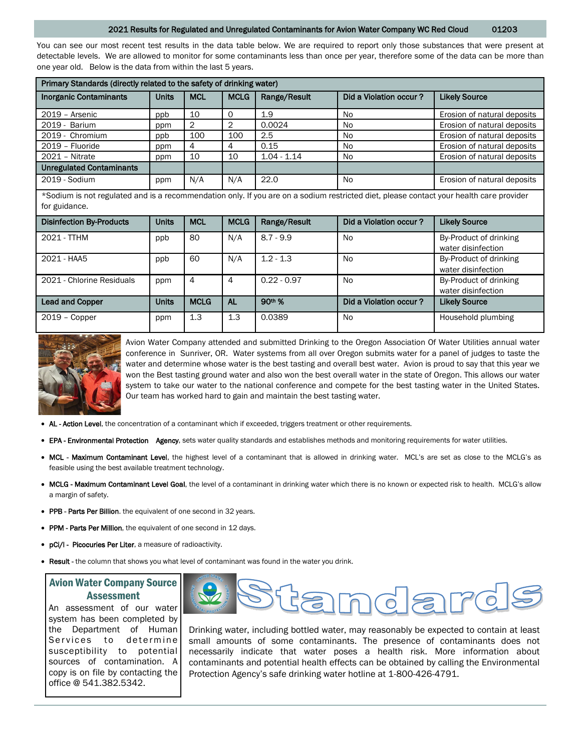## 2021 Results for Regulated and Unregulated Contaminants for Avion Water Company WC Red Cloud 01203

You can see our most recent test results in the data table below. We are required to report only those substances that were present at detectable levels. We are allowed to monitor for some contaminants less than once per year, therefore some of the data can be more than one year old. Below is the data from within the last 5 years.

| Primary Standards (directly related to the safety of drinking water) | | | | | | |
|---|---|---|---|---|---|---|
| **Inorganic Contaminants** | **Units** | **MCL** | **MCLG** | **Range/Result** | **Did a Violation occur ?** | **Likely Source** |
| 2019 – Arsenic | ppb | 10 | 0 | 1.9 | No | Erosion of natural deposits |
| 2019 - Barium | ppm | 2 | 2 | 0.0024 | No | Erosion of natural deposits |
| 2019 - Chromium | ppb | 100 | 100 | 2.5 | No | Erosion of natural deposits |
| 2019 – Fluoride | ppm | 4 | 4 | 0.15 | No | Erosion of natural deposits |
| 2021 – Nitrate | ppm | 10 | 10 | 1.04 - 1.14 | No | Erosion of natural deposits |
| **Unregulated Contaminants** | | | | | | |
| 2019 - Sodium | ppm | N/A | N/A | 22.0 | No | Erosion of natural deposits |
| *Sodium is not regulated and is a recommendation only. If you are on a sodium restricted diet, please contact your health care provider for guidance. | | | | | | |
| **Disinfection By-Products** | **Units** | **MCL** | **MCLG** | **Range/Result** | **Did a Violation occur ?** | **Likely Source** |
| 2021 - TTHM | ppb | 80 | N/A | 8.7 - 9.9 | No | By-Product of drinking water disinfection |
| 2021 - HAA5 | ppb | 60 | N/A | 1.2 - 1.3 | No | By-Product of drinking water disinfection |
| 2021 - Chlorine Residuals | ppm | 4 | 4 | 0.22 - 0.97 | No | By-Product of drinking water disinfection |
| **Lead and Copper** | **Units** | **MCLG** | **AL** | **90th %** | **Did a Violation occur ?** | **Likely Source** |
| 2019 – Copper | ppm | 1.3 | 1.3 | 0.0389 | No | Household plumbing |

Avion Water Company attended and submitted Drinking to the Oregon Association Of Water Utilities annual water conference in Sunriver, OR. Water systems from all over Oregon submits water for a panel of judges to taste the water and determine whose water is the best tasting and overall best water. Avion is proud to say that this year we won the Best tasting ground water and also won the best overall water in the state of Oregon. This allows our water system to take our water to the national conference and compete for the best tasting water in the United States. Our team has worked hard to gain and maintain the best tasting water.

- **AL - Action Level**, the concentration of a contaminant which if exceeded, triggers treatment or other requirements.
- **EPA - Environmental Protection Agency**, sets water quality standards and establishes methods and monitoring requirements for water utilities.
- **MCL - Maximum Contaminant Level**, the highest level of a contaminant that is allowed in drinking water. MCL's are set as close to the MCLG's as feasible using the best available treatment technology.
- **MCLG - Maximum Contaminant Level Goal**, the level of a contaminant in drinking water which there is no known or expected risk to health. MCLG's allow a margin of safety.
- **PPB - Parts Per Billion**. the equivalent of one second in 32 years.
- **PPM - Parts Per Million**, the equivalent of one second in 12 days.
- **pCi/l - Picocuries Per Liter**, a measure of radioactivity.
- **Result** - the column that shows you what level of contaminant was found in the water you drink.

### Avion Water Company Source Assessment

An assessment of our water system has been completed by the Department of Human Services to determine susceptibility to potential sources of contamination. A copy is on file by contacting the office @ 541.382.5342.

## Standards

Drinking water, including bottled water, may reasonably be expected to contain at least small amounts of some contaminants. The presence of contaminants does not necessarily indicate that water poses a health risk. More information about contaminants and potential health effects can be obtained by calling the Environmental Protection Agency's safe drinking water hotline at 1-800-426-4791.